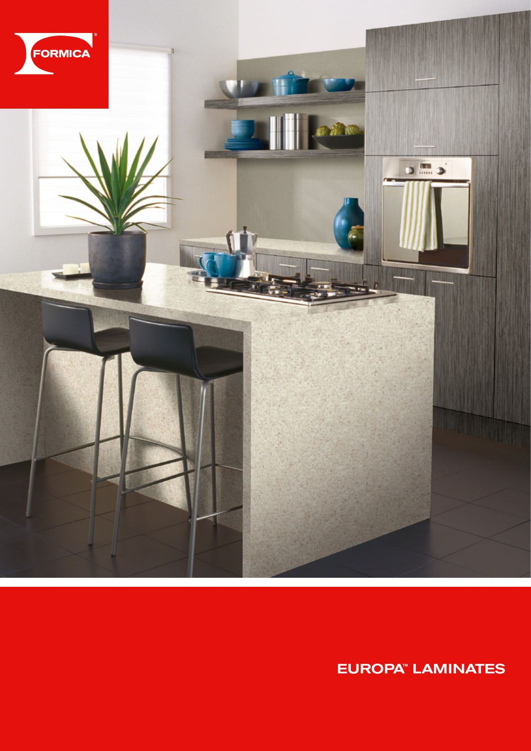FORMICA®

# EUROPA™ LAMINATES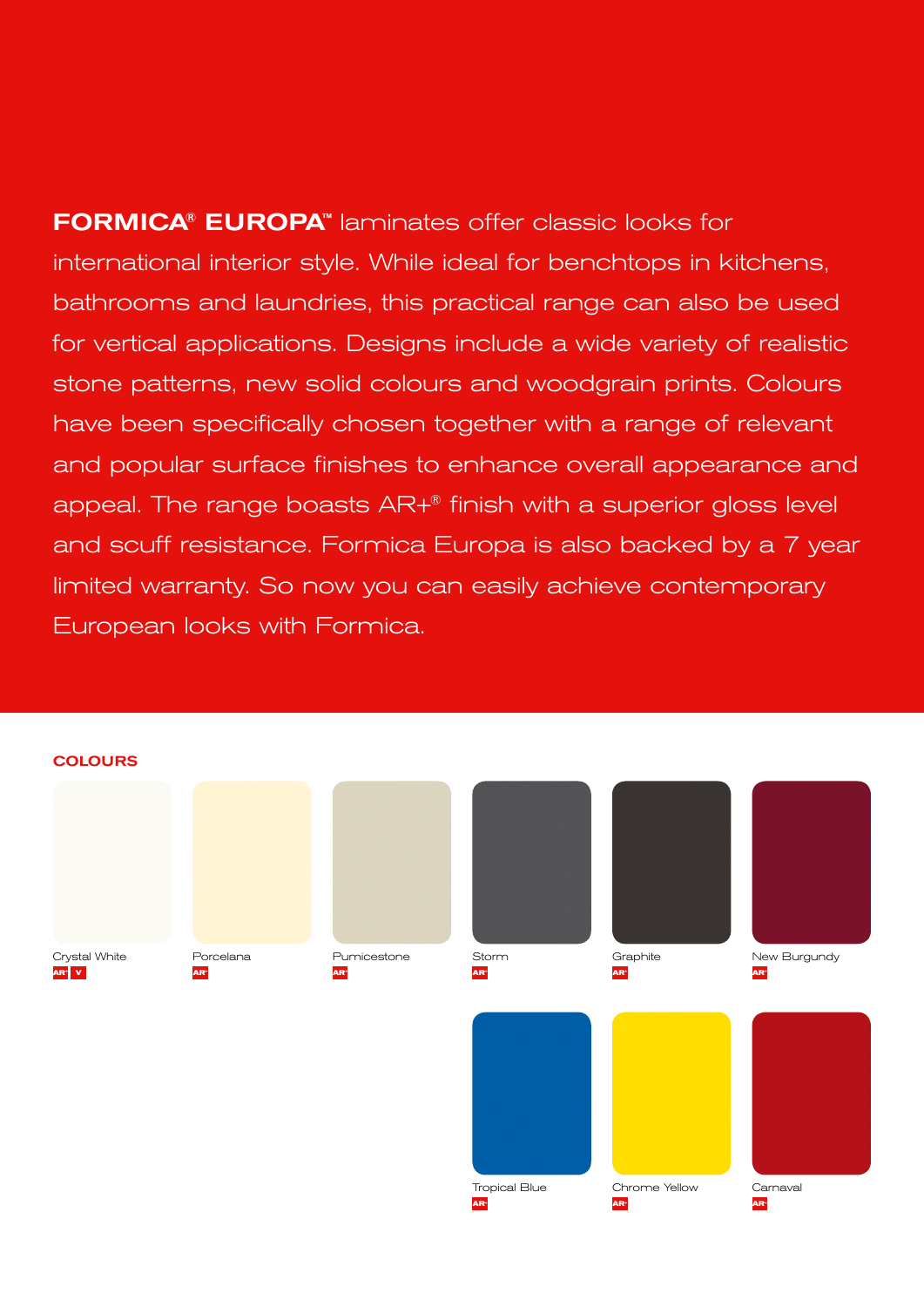**FORMICA® EUROPA™** laminates offer classic looks for international interior style. While ideal for benchtops in kitchens, bathrooms and laundries, this practical range can also be used for vertical applications. Designs include a wide variety of realistic stone patterns, new solid colours and woodgrain prints. Colours have been specifically chosen together with a range of relevant and popular surface finishes to enhance overall appearance and appeal. The range boasts AR+® finish with a superior gloss level and scuff resistance. Formica Europa is also backed by a 7 year limited warranty. So now you can easily achieve contemporary European looks with Formica.

## COLOURS

Crystal White
AR+ V

Porcelana
AR+

Pumicestone
AR+

Storm
AR+

Graphite
AR+

New Burgundy
AR+

Tropical Blue
AR+

Chrome Yellow
AR+

Carnaval
AR+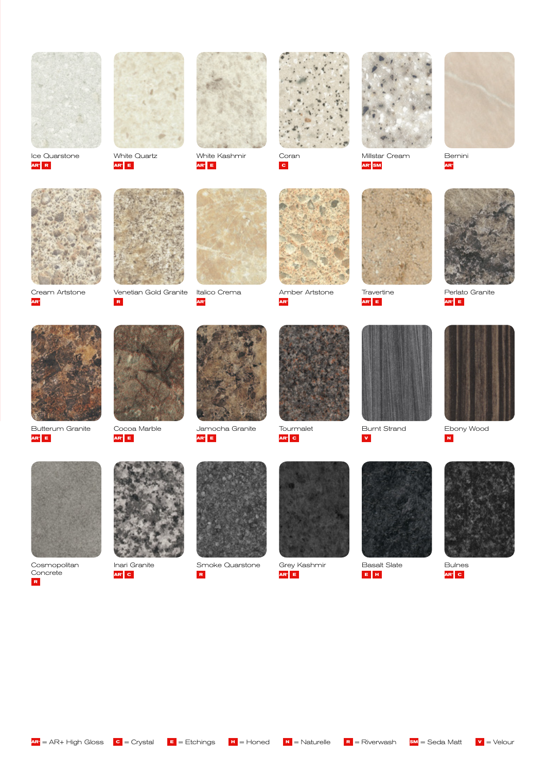Ice Quarstone
AR+ R

White Quartz
AR+ E

White Kashmir
AR+ E

Coran
C

Millstar Cream
AR+ SM

Bernini
AR+

Cream Artstone
AR+

Venetian Gold Granite
R

Italico Crema
AR+

Amber Artstone
AR+

Travertine
AR+ E

Perlato Granite
AR+ E

Butterum Granite
AR+ E

Cocoa Marble
AR+ E

Jamocha Granite
AR+ E

Tourmalet
AR+ C

Burnt Strand
V

Ebony Wood
N

Cosmopolitan Concrete
R

Inari Granite
AR+ C

Smoke Quarstone
R

Grey Kashmir
AR+ E

Basalt Slate
E H

Bulnes
AR+ C

AR+ = AR+ High Gloss C = Crystal E = Etchings H = Honed N = Naturelle R = Riverwash SM = Seda Matt V = Velour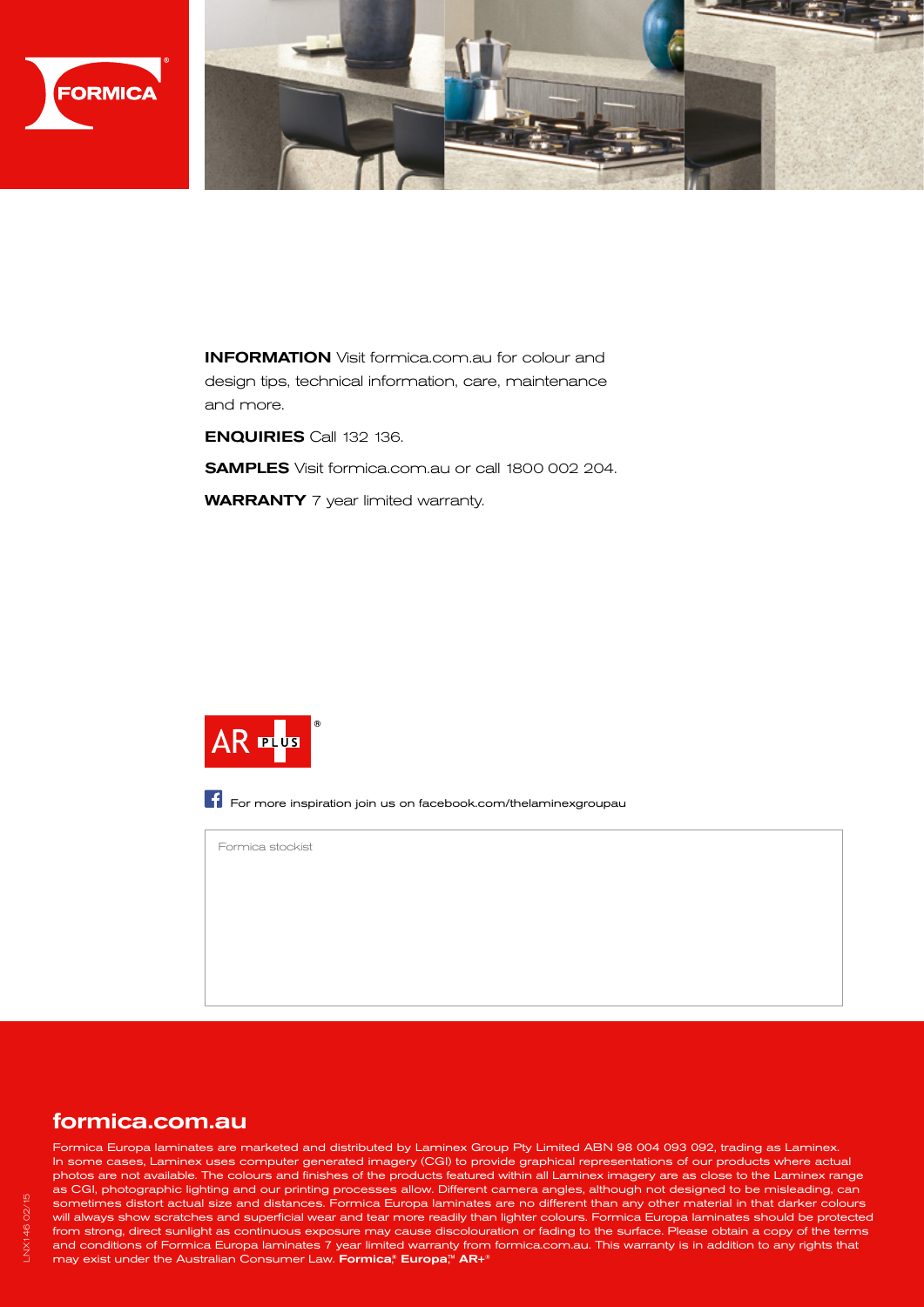**INFORMATION** Visit formica.com.au for colour and design tips, technical information, care, maintenance and more.

**ENQUIRIES** Call 132 136.

**SAMPLES** Visit formica.com.au or call 1800 002 204.

**WARRANTY** 7 year limited warranty.

For more inspiration join us on facebook.com/thelaminexgroupau

Formica stockist

## formica.com.au

Formica Europa laminates are marketed and distributed by Laminex Group Pty Limited ABN 98 004 093 092, trading as Laminex. In some cases, Laminex uses computer generated imagery (CGI) to provide graphical representations of our products where actual photos are not available. The colours and finishes of the products featured within all Laminex imagery are as close to the Laminex range as CGI, photographic lighting and our printing processes allow. Different camera angles, although not designed to be misleading, can sometimes distort actual size and distances. Formica Europa laminates are no different than any other material in that darker colours will always show scratches and superficial wear and tear more readily than lighter colours. Formica Europa laminates should be protected from strong, direct sunlight as continuous exposure may cause discolouration or fading to the surface. Please obtain a copy of the terms and conditions of Formica Europa laminates 7 year limited warranty from formica.com.au. This warranty is in addition to any rights that may exist under the Australian Consumer Law. **Formica®, Europa™, AR+®**

LNX146 02/15